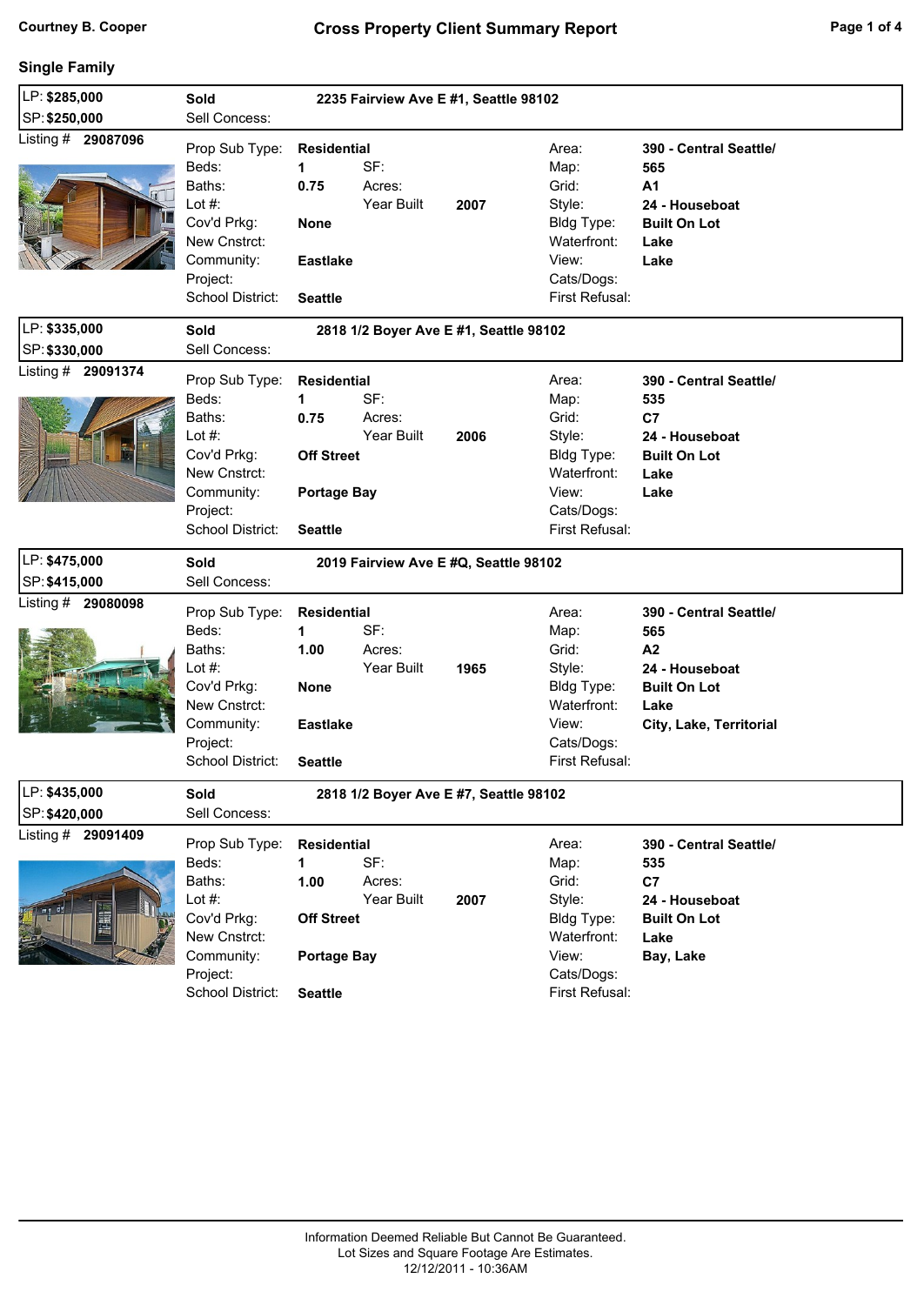## Single Family

| LP: **$285,000** | **Sold** | **2235 Fairview Ave E #1, Seattle 98102** |
|---|---|---|
| SP: **$250,000** | Sell Concess: | |

Listing # **29087096**

| | | | | | |
|---|---|---|---|---|---|
| Prop Sub Type: | **Residential** | | | Area: | **390 - Central Seattle/** |
| Beds: | **1** | SF: | | Map: | **565** |
| Baths: | **0.75** | Acres: | | Grid: | **A1** |
| Lot #: | | Year Built | **2007** | Style: | **24 - Houseboat** |
| Cov'd Prkg: | **None** | | | Bldg Type: | **Built On Lot** |
| New Cnstrct: | | | | Waterfront: | **Lake** |
| Community: | **Eastlake** | | | View: | **Lake** |
| Project: | | | | Cats/Dogs: | |
| School District: | **Seattle** | | | First Refusal: | |

| LP: **$335,000** | **Sold** | **2818 1/2 Boyer Ave E #1, Seattle 98102** |
|---|---|---|
| SP: **$330,000** | Sell Concess: | |

Listing # **29091374**

| | | | | | |
|---|---|---|---|---|---|
| Prop Sub Type: | **Residential** | | | Area: | **390 - Central Seattle/** |
| Beds: | **1** | SF: | | Map: | **535** |
| Baths: | **0.75** | Acres: | | Grid: | **C7** |
| Lot #: | | Year Built | **2006** | Style: | **24 - Houseboat** |
| Cov'd Prkg: | **Off Street** | | | Bldg Type: | **Built On Lot** |
| New Cnstrct: | | | | Waterfront: | **Lake** |
| Community: | **Portage Bay** | | | View: | **Lake** |
| Project: | | | | Cats/Dogs: | |
| School District: | **Seattle** | | | First Refusal: | |

| LP: **$475,000** | **Sold** | **2019 Fairview Ave E #Q, Seattle 98102** |
|---|---|---|
| SP: **$415,000** | Sell Concess: | |

Listing # **29080098**

| | | | | | |
|---|---|---|---|---|---|
| Prop Sub Type: | **Residential** | | | Area: | **390 - Central Seattle/** |
| Beds: | **1** | SF: | | Map: | **565** |
| Baths: | **1.00** | Acres: | | Grid: | **A2** |
| Lot #: | | Year Built | **1965** | Style: | **24 - Houseboat** |
| Cov'd Prkg: | **None** | | | Bldg Type: | **Built On Lot** |
| New Cnstrct: | | | | Waterfront: | **Lake** |
| Community: | **Eastlake** | | | View: | **City, Lake, Territorial** |
| Project: | | | | Cats/Dogs: | |
| School District: | **Seattle** | | | First Refusal: | |

| LP: **$435,000** | **Sold** | **2818 1/2 Boyer Ave E #7, Seattle 98102** |
|---|---|---|
| SP: **$420,000** | Sell Concess: | |

Listing # **29091409**

| | | | | | |
|---|---|---|---|---|---|
| Prop Sub Type: | **Residential** | | | Area: | **390 - Central Seattle/** |
| Beds: | **1** | SF: | | Map: | **535** |
| Baths: | **1.00** | Acres: | | Grid: | **C7** |
| Lot #: | | Year Built | **2007** | Style: | **24 - Houseboat** |
| Cov'd Prkg: | **Off Street** | | | Bldg Type: | **Built On Lot** |
| New Cnstrct: | | | | Waterfront: | **Lake** |
| Community: | **Portage Bay** | | | View: | **Bay, Lake** |
| Project: | | | | Cats/Dogs: | |
| School District: | **Seattle** | | | First Refusal: | |

Information Deemed Reliable But Cannot Be Guaranteed.
Lot Sizes and Square Footage Are Estimates.
12/12/2011 - 10:36AM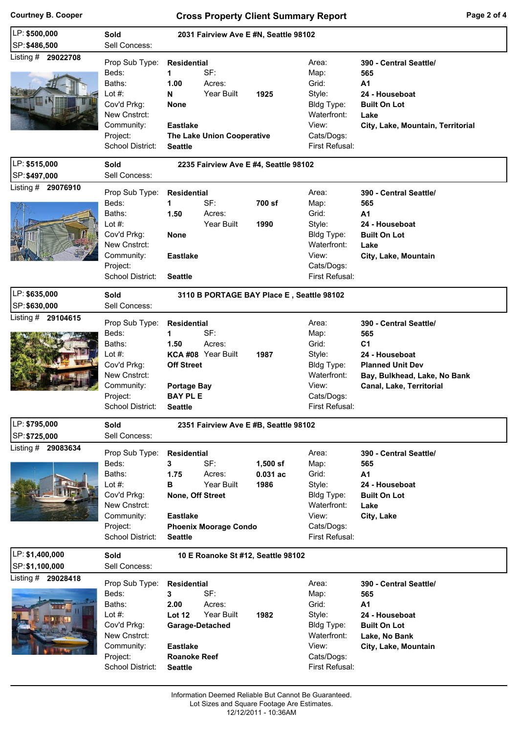## Cross Property Client Summary Report

Courtney B. Cooper

---

**LP: $500,000** | **SP: $486,500** | **Sold** | Sell Concess: | **2031 Fairview Ave E #N, Seattle 98102**

Listing # **29022708**

| Field | Value | Field | Value | Field | Value |
|---|---|---|---|---|---|
| Prop Sub Type: | **Residential** | | | Area: | **390 - Central Seattle/** |
| Beds: | **1** | SF: | | Map: | **565** |
| Baths: | **1.00** | Acres: | | Grid: | **A1** |
| Lot #: | **N** | Year Built | **1925** | Style: | **24 - Houseboat** |
| Cov'd Prkg: | **None** | | | Bldg Type: | **Built On Lot** |
| New Cnstrct: | | | | Waterfront: | **Lake** |
| Community: | **Eastlake** | | | View: | **City, Lake, Mountain, Territorial** |
| Project: | **The Lake Union Cooperative** | | | Cats/Dogs: | |
| School District: | **Seattle** | | | First Refusal: | |

---

**LP: $515,000** | **SP: $497,000** | **Sold** | Sell Concess: | **2235 Fairview Ave E #4, Seattle 98102**

Listing # **29076910**

| Field | Value | Field | Value | Field | Value |
|---|---|---|---|---|---|
| Prop Sub Type: | **Residential** | | | Area: | **390 - Central Seattle/** |
| Beds: | **1** | SF: | **700 sf** | Map: | **565** |
| Baths: | **1.50** | Acres: | | Grid: | **A1** |
| Lot #: | | Year Built | **1990** | Style: | **24 - Houseboat** |
| Cov'd Prkg: | **None** | | | Bldg Type: | **Built On Lot** |
| New Cnstrct: | | | | Waterfront: | **Lake** |
| Community: | **Eastlake** | | | View: | **City, Lake, Mountain** |
| Project: | | | | Cats/Dogs: | |
| School District: | **Seattle** | | | First Refusal: | |

---

**LP: $635,000** | **SP: $630,000** | **Sold** | Sell Concess: | **3110 B PORTAGE BAY Place E , Seattle 98102**

Listing # **29104615**

| Field | Value | Field | Value | Field | Value |
|---|---|---|---|---|---|
| Prop Sub Type: | **Residential** | | | Area: | **390 - Central Seattle/** |
| Beds: | **1** | SF: | | Map: | **565** |
| Baths: | **1.50** | Acres: | | Grid: | **C1** |
| Lot #: | **KCA #08** | Year Built | **1987** | Style: | **24 - Houseboat** |
| Cov'd Prkg: | **Off Street** | | | Bldg Type: | **Planned Unit Dev** |
| New Cnstrct: | | | | Waterfront: | **Bay, Bulkhead, Lake, No Bank** |
| Community: | **Portage Bay** | | | View: | **Canal, Lake, Territorial** |
| Project: | **BAY PL E** | | | Cats/Dogs: | |
| School District: | **Seattle** | | | First Refusal: | |

---

**LP: $795,000** | **SP: $725,000** | **Sold** | Sell Concess: | **2351 Fairview Ave E #B, Seattle 98102**

Listing # **29083634**

| Field | Value | Field | Value | Field | Value |
|---|---|---|---|---|---|
| Prop Sub Type: | **Residential** | | | Area: | **390 - Central Seattle/** |
| Beds: | **3** | SF: | **1,500 sf** | Map: | **565** |
| Baths: | **1.75** | Acres: | **0.031 ac** | Grid: | **A1** |
| Lot #: | **B** | Year Built | **1986** | Style: | **24 - Houseboat** |
| Cov'd Prkg: | **None, Off Street** | | | Bldg Type: | **Built On Lot** |
| New Cnstrct: | | | | Waterfront: | **Lake** |
| Community: | **Eastlake** | | | View: | **City, Lake** |
| Project: | **Phoenix Moorage Condo** | | | Cats/Dogs: | |
| School District: | **Seattle** | | | First Refusal: | |

---

**LP: $1,400,000** | **SP: $1,100,000** | **Sold** | Sell Concess: | **10 E Roanoke St #12, Seattle 98102**

Listing # **29028418**

| Field | Value | Field | Value | Field | Value |
|---|---|---|---|---|---|
| Prop Sub Type: | **Residential** | | | Area: | **390 - Central Seattle/** |
| Beds: | **3** | SF: | | Map: | **565** |
| Baths: | **2.00** | Acres: | | Grid: | **A1** |
| Lot #: | **Lot 12** | Year Built | **1982** | Style: | **24 - Houseboat** |
| Cov'd Prkg: | **Garage-Detached** | | | Bldg Type: | **Built On Lot** |
| New Cnstrct: | | | | Waterfront: | **Lake, No Bank** |
| Community: | **Eastlake** | | | View: | **City, Lake, Mountain** |
| Project: | **Roanoke Reef** | | | Cats/Dogs: | |
| School District: | **Seattle** | | | First Refusal: | |

---

Information Deemed Reliable But Cannot Be Guaranteed.
Lot Sizes and Square Footage Are Estimates.
12/12/2011 - 10:36AM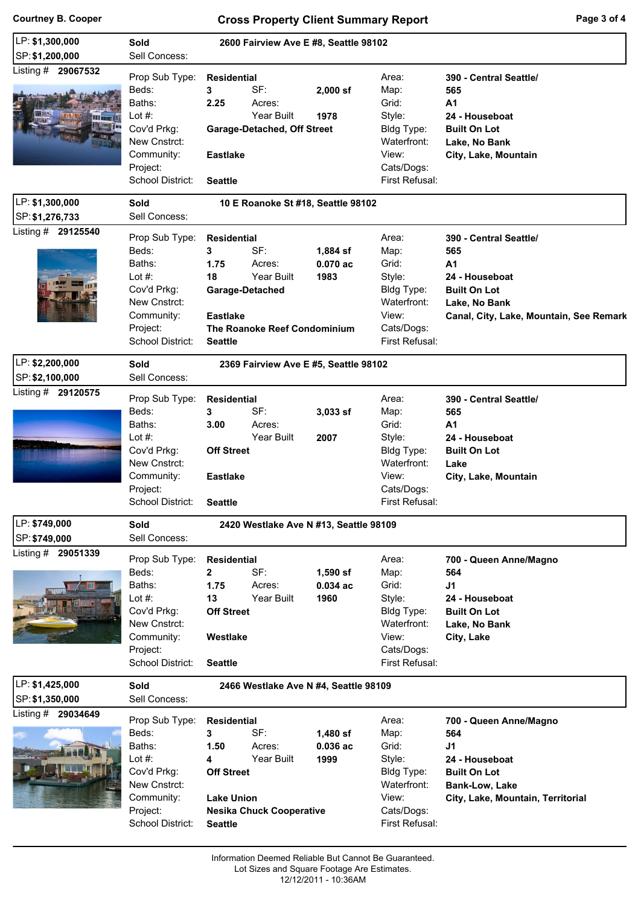## Cross Property Client Summary Report

Courtney B. Cooper

---

**LP: $1,300,000** — **Sold** — **2600 Fairview Ave E #8, Seattle 98102**
**SP: $1,200,000** — Sell Concess:

Listing # **29067532**

| | | | | | |
|---|---|---|---|---|---|
| Prop Sub Type: | **Residential** | | | Area: | **390 - Central Seattle/** |
| Beds: | **3** | SF: | **2,000 sf** | Map: | **565** |
| Baths: | **2.25** | Acres: | | Grid: | **A1** |
| Lot #: | | Year Built | **1978** | Style: | **24 - Houseboat** |
| Cov'd Prkg: | **Garage-Detached, Off Street** | | | Bldg Type: | **Built On Lot** |
| New Cnstrct: | | | | Waterfront: | **Lake, No Bank** |
| Community: | **Eastlake** | | | View: | **City, Lake, Mountain** |
| Project: | | | | Cats/Dogs: | |
| School District: | **Seattle** | | | First Refusal: | |

---

**LP: $1,300,000** — **Sold** — **10 E Roanoke St #18, Seattle 98102**
**SP: $1,276,733** — Sell Concess:

Listing # **29125540**

| | | | | | |
|---|---|---|---|---|---|
| Prop Sub Type: | **Residential** | | | Area: | **390 - Central Seattle/** |
| Beds: | **3** | SF: | **1,884 sf** | Map: | **565** |
| Baths: | **1.75** | Acres: | **0.070 ac** | Grid: | **A1** |
| Lot #: | **18** | Year Built | **1983** | Style: | **24 - Houseboat** |
| Cov'd Prkg: | **Garage-Detached** | | | Bldg Type: | **Built On Lot** |
| New Cnstrct: | | | | Waterfront: | **Lake, No Bank** |
| Community: | **Eastlake** | | | View: | **Canal, City, Lake, Mountain, See Remark** |
| Project: | **The Roanoke Reef Condominium** | | | Cats/Dogs: | |
| School District: | **Seattle** | | | First Refusal: | |

---

**LP: $2,200,000** — **Sold** — **2369 Fairview Ave E #5, Seattle 98102**
**SP: $2,100,000** — Sell Concess:

Listing # **29120575**

| | | | | | |
|---|---|---|---|---|---|
| Prop Sub Type: | **Residential** | | | Area: | **390 - Central Seattle/** |
| Beds: | **3** | SF: | **3,033 sf** | Map: | **565** |
| Baths: | **3.00** | Acres: | | Grid: | **A1** |
| Lot #: | | Year Built | **2007** | Style: | **24 - Houseboat** |
| Cov'd Prkg: | **Off Street** | | | Bldg Type: | **Built On Lot** |
| New Cnstrct: | | | | Waterfront: | **Lake** |
| Community: | **Eastlake** | | | View: | **City, Lake, Mountain** |
| Project: | | | | Cats/Dogs: | |
| School District: | **Seattle** | | | First Refusal: | |

---

**LP: $749,000** — **Sold** — **2420 Westlake Ave N #13, Seattle 98109**
**SP: $749,000** — Sell Concess:

Listing # **29051339**

| | | | | | |
|---|---|---|---|---|---|
| Prop Sub Type: | **Residential** | | | Area: | **700 - Queen Anne/Magno** |
| Beds: | **2** | SF: | **1,590 sf** | Map: | **564** |
| Baths: | **1.75** | Acres: | **0.034 ac** | Grid: | **J1** |
| Lot #: | **13** | Year Built | **1960** | Style: | **24 - Houseboat** |
| Cov'd Prkg: | **Off Street** | | | Bldg Type: | **Built On Lot** |
| New Cnstrct: | | | | Waterfront: | **Lake, No Bank** |
| Community: | **Westlake** | | | View: | **City, Lake** |
| Project: | | | | Cats/Dogs: | |
| School District: | **Seattle** | | | First Refusal: | |

---

**LP: $1,425,000** — **Sold** — **2466 Westlake Ave N #4, Seattle 98109**
**SP: $1,350,000** — Sell Concess:

Listing # **29034649**

| | | | | | |
|---|---|---|---|---|---|
| Prop Sub Type: | **Residential** | | | Area: | **700 - Queen Anne/Magno** |
| Beds: | **3** | SF: | **1,480 sf** | Map: | **564** |
| Baths: | **1.50** | Acres: | **0.036 ac** | Grid: | **J1** |
| Lot #: | **4** | Year Built | **1999** | Style: | **24 - Houseboat** |
| Cov'd Prkg: | **Off Street** | | | Bldg Type: | **Built On Lot** |
| New Cnstrct: | | | | Waterfront: | **Bank-Low, Lake** |
| Community: | **Lake Union** | | | View: | **City, Lake, Mountain, Territorial** |
| Project: | **Nesika Chuck Cooperative** | | | Cats/Dogs: | |
| School District: | **Seattle** | | | First Refusal: | |

---

Information Deemed Reliable But Cannot Be Guaranteed.
Lot Sizes and Square Footage Are Estimates.
12/12/2011 - 10:36AM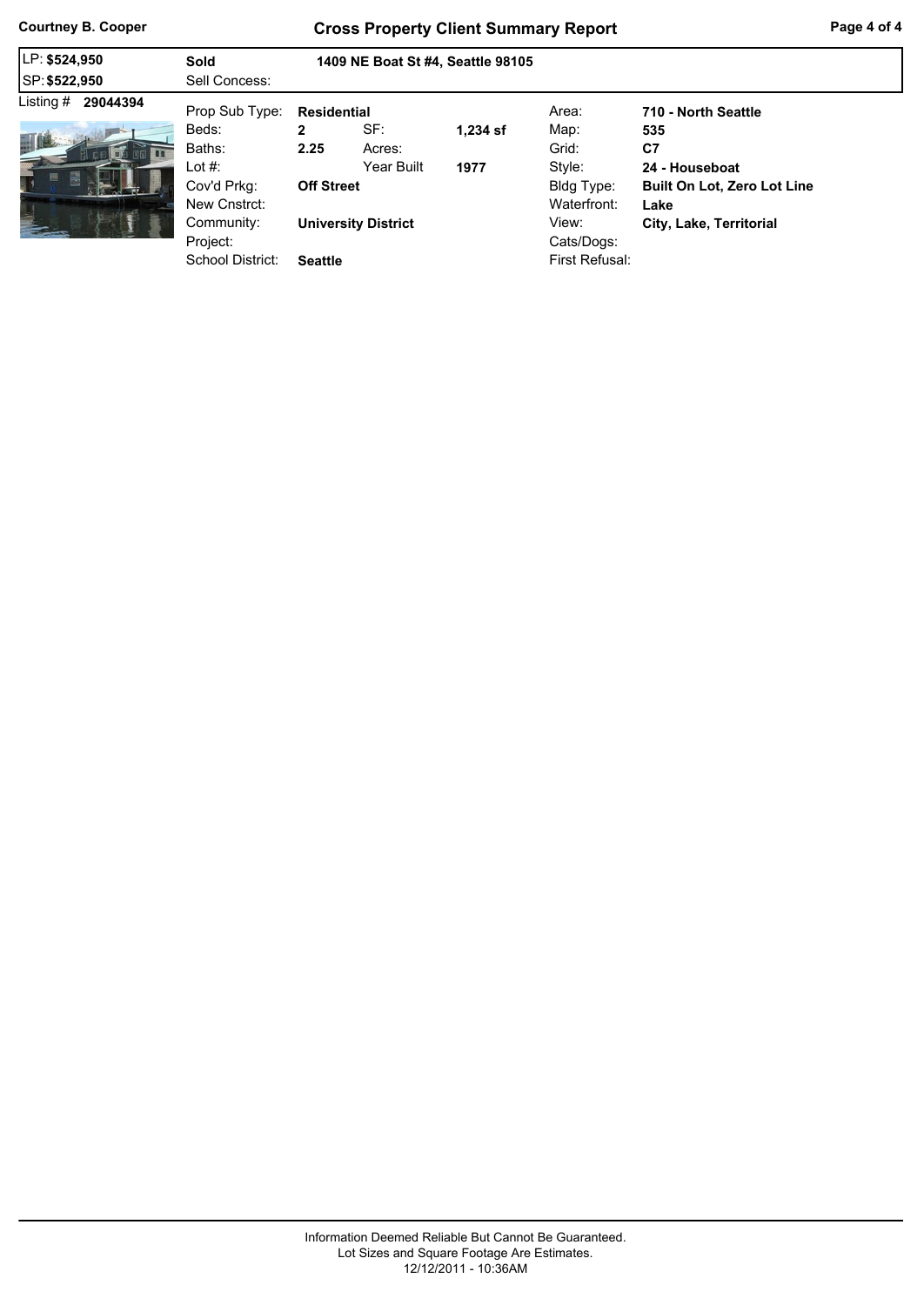| | | |
|---|---|---|
| LP: **$524,950** | **Sold** | **1409 NE Boat St #4, Seattle 98105** |
| SP: **$522,950** | Sell Concess: | |

Listing # **29044394**

| | | | | | |
|---|---|---|---|---|---|
| Prop Sub Type: | **Residential** | | | Area: | **710 - North Seattle** |
| Beds: | **2** | SF: | **1,234 sf** | Map: | **535** |
| Baths: | **2.25** | Acres: | | Grid: | **C7** |
| Lot #: | | Year Built | **1977** | Style: | **24 - Houseboat** |
| Cov'd Prkg: | **Off Street** | | | Bldg Type: | **Built On Lot, Zero Lot Line** |
| New Cnstrct: | | | | Waterfront: | **Lake** |
| Community: | **University District** | | | View: | **City, Lake, Territorial** |
| Project: | | | | Cats/Dogs: | |
| School District: | **Seattle** | | | First Refusal: | |

Information Deemed Reliable But Cannot Be Guaranteed.
Lot Sizes and Square Footage Are Estimates.
12/12/2011 - 10:36AM